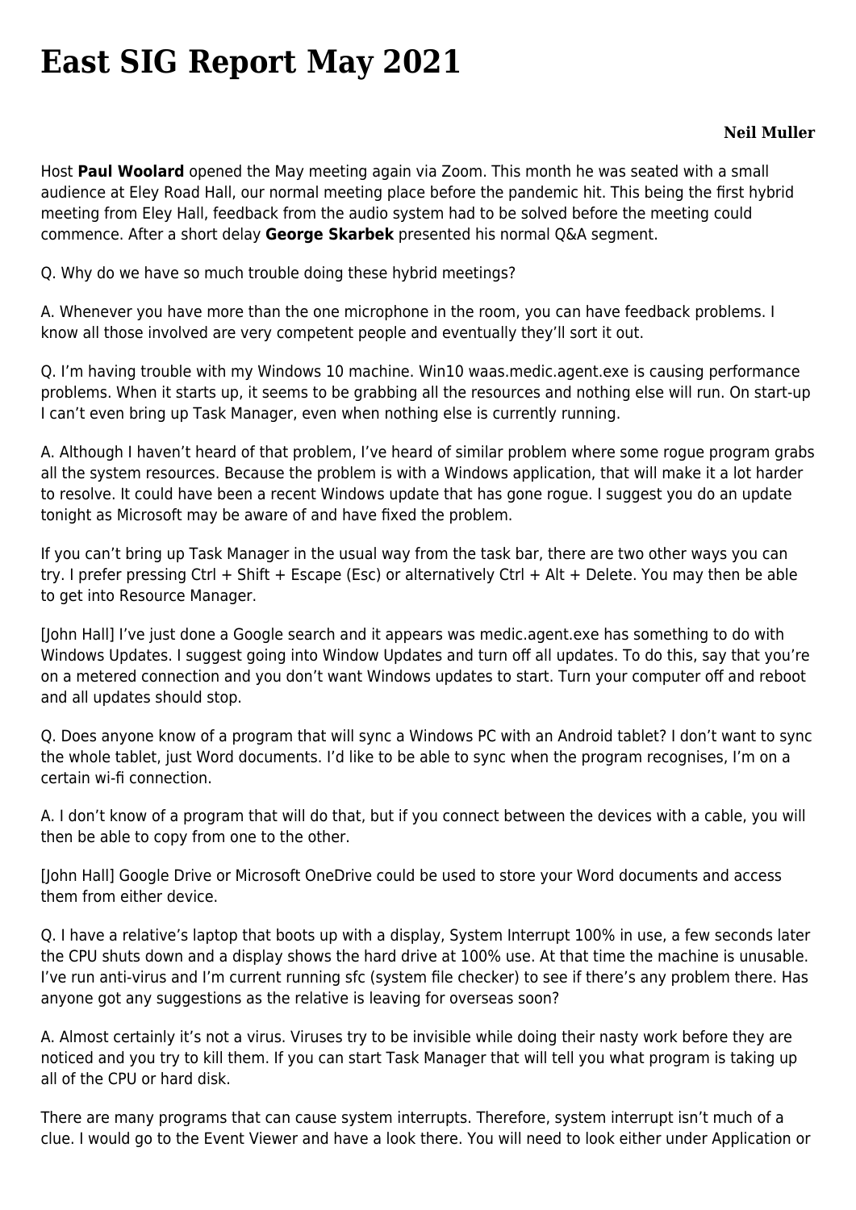# East SIG Report May 2021

**Neil Muller**

Host **Paul Woolard** opened the May meeting again via Zoom. This month he was seated with a small audience at Eley Road Hall, our normal meeting place before the pandemic hit. This being the first hybrid meeting from Eley Hall, feedback from the audio system had to be solved before the meeting could commence. After a short delay **George Skarbek** presented his normal Q&A segment.

Q. Why do we have so much trouble doing these hybrid meetings?

A. Whenever you have more than the one microphone in the room, you can have feedback problems. I know all those involved are very competent people and eventually they'll sort it out.

Q. I'm having trouble with my Windows 10 machine. Win10 waas.medic.agent.exe is causing performance problems. When it starts up, it seems to be grabbing all the resources and nothing else will run. On start-up I can't even bring up Task Manager, even when nothing else is currently running.

A. Although I haven't heard of that problem, I've heard of similar problem where some rogue program grabs all the system resources. Because the problem is with a Windows application, that will make it a lot harder to resolve. It could have been a recent Windows update that has gone rogue. I suggest you do an update tonight as Microsoft may be aware of and have fixed the problem.

If you can't bring up Task Manager in the usual way from the task bar, there are two other ways you can try. I prefer pressing Ctrl + Shift + Escape (Esc) or alternatively Ctrl + Alt + Delete. You may then be able to get into Resource Manager.

[John Hall] I've just done a Google search and it appears was medic.agent.exe has something to do with Windows Updates. I suggest going into Window Updates and turn off all updates. To do this, say that you're on a metered connection and you don't want Windows updates to start. Turn your computer off and reboot and all updates should stop.

Q. Does anyone know of a program that will sync a Windows PC with an Android tablet? I don't want to sync the whole tablet, just Word documents. I'd like to be able to sync when the program recognises, I'm on a certain wi-fi connection.

A. I don't know of a program that will do that, but if you connect between the devices with a cable, you will then be able to copy from one to the other.

[John Hall] Google Drive or Microsoft OneDrive could be used to store your Word documents and access them from either device.

Q. I have a relative's laptop that boots up with a display, System Interrupt 100% in use, a few seconds later the CPU shuts down and a display shows the hard drive at 100% use. At that time the machine is unusable. I've run anti-virus and I'm current running sfc (system file checker) to see if there's any problem there. Has anyone got any suggestions as the relative is leaving for overseas soon?

A. Almost certainly it's not a virus. Viruses try to be invisible while doing their nasty work before they are noticed and you try to kill them. If you can start Task Manager that will tell you what program is taking up all of the CPU or hard disk.

There are many programs that can cause system interrupts. Therefore, system interrupt isn't much of a clue. I would go to the Event Viewer and have a look there. You will need to look either under Application or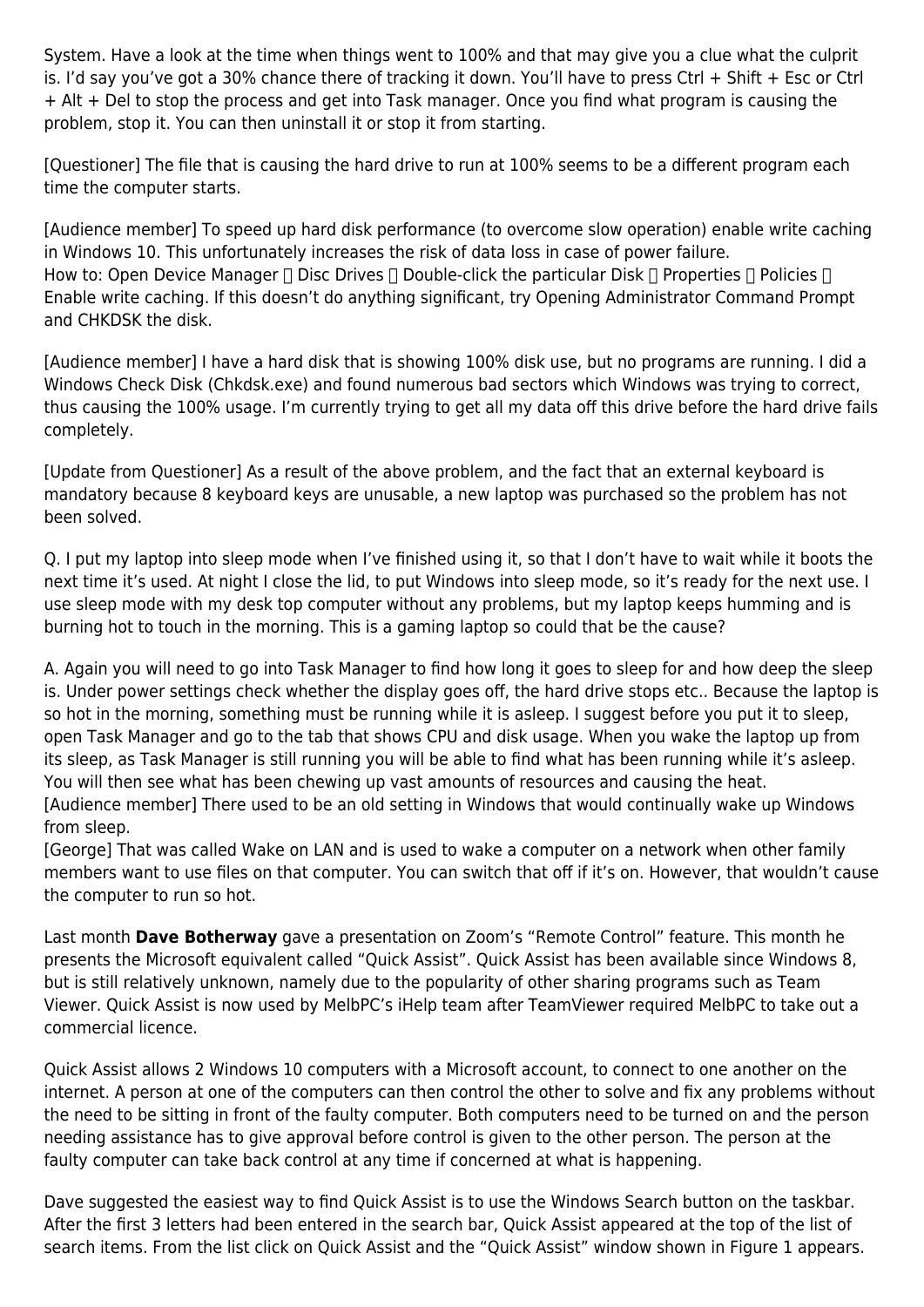System. Have a look at the time when things went to 100% and that may give you a clue what the culprit is. I'd say you've got a 30% chance there of tracking it down. You'll have to press Ctrl + Shift + Esc or Ctrl + Alt + Del to stop the process and get into Task manager. Once you find what program is causing the problem, stop it. You can then uninstall it or stop it from starting.

[Questioner] The file that is causing the hard drive to run at 100% seems to be a different program each time the computer starts.

[Audience member] To speed up hard disk performance (to overcome slow operation) enable write caching in Windows 10. This unfortunately increases the risk of data loss in case of power failure.
How to: Open Device Manager  Disc Drives  Double-click the particular Disk  Properties  Policies  Enable write caching. If this doesn't do anything significant, try Opening Administrator Command Prompt and CHKDSK the disk.

[Audience member] I have a hard disk that is showing 100% disk use, but no programs are running. I did a Windows Check Disk (Chkdsk.exe) and found numerous bad sectors which Windows was trying to correct, thus causing the 100% usage. I'm currently trying to get all my data off this drive before the hard drive fails completely.

[Update from Questioner] As a result of the above problem, and the fact that an external keyboard is mandatory because 8 keyboard keys are unusable, a new laptop was purchased so the problem has not been solved.

Q. I put my laptop into sleep mode when I've finished using it, so that I don't have to wait while it boots the next time it's used. At night I close the lid, to put Windows into sleep mode, so it's ready for the next use. I use sleep mode with my desk top computer without any problems, but my laptop keeps humming and is burning hot to touch in the morning. This is a gaming laptop so could that be the cause?

A. Again you will need to go into Task Manager to find how long it goes to sleep for and how deep the sleep is. Under power settings check whether the display goes off, the hard drive stops etc.. Because the laptop is so hot in the morning, something must be running while it is asleep. I suggest before you put it to sleep, open Task Manager and go to the tab that shows CPU and disk usage. When you wake the laptop up from its sleep, as Task Manager is still running you will be able to find what has been running while it's asleep. You will then see what has been chewing up vast amounts of resources and causing the heat.
[Audience member] There used to be an old setting in Windows that would continually wake up Windows from sleep.
[George] That was called Wake on LAN and is used to wake a computer on a network when other family members want to use files on that computer. You can switch that off if it's on. However, that wouldn't cause the computer to run so hot.

Last month **Dave Botherway** gave a presentation on Zoom's "Remote Control" feature. This month he presents the Microsoft equivalent called "Quick Assist". Quick Assist has been available since Windows 8, but is still relatively unknown, namely due to the popularity of other sharing programs such as Team Viewer. Quick Assist is now used by MelbPC's iHelp team after TeamViewer required MelbPC to take out a commercial licence.

Quick Assist allows 2 Windows 10 computers with a Microsoft account, to connect to one another on the internet. A person at one of the computers can then control the other to solve and fix any problems without the need to be sitting in front of the faulty computer. Both computers need to be turned on and the person needing assistance has to give approval before control is given to the other person. The person at the faulty computer can take back control at any time if concerned at what is happening.

Dave suggested the easiest way to find Quick Assist is to use the Windows Search button on the taskbar. After the first 3 letters had been entered in the search bar, Quick Assist appeared at the top of the list of search items. From the list click on Quick Assist and the "Quick Assist" window shown in Figure 1 appears.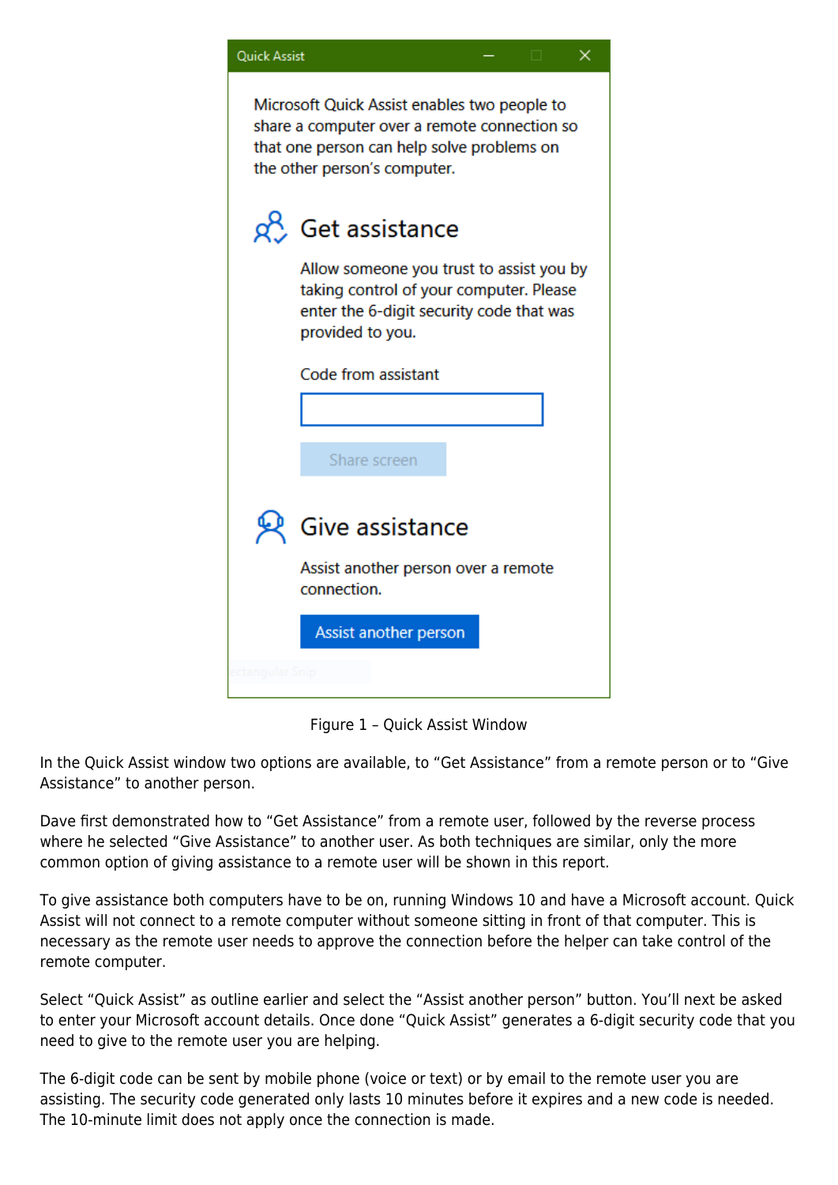Quick Assist

Microsoft Quick Assist enables two people to share a computer over a remote connection so that one person can help solve problems on the other person's computer.

Get assistance

Allow someone you trust to assist you by taking control of your computer. Please enter the 6-digit security code that was provided to you.

Code from assistant

Share screen

Give assistance

Assist another person over a remote connection.

Assist another person

Figure 1 – Quick Assist Window

In the Quick Assist window two options are available, to "Get Assistance" from a remote person or to "Give Assistance" to another person.

Dave first demonstrated how to "Get Assistance" from a remote user, followed by the reverse process where he selected "Give Assistance" to another user. As both techniques are similar, only the more common option of giving assistance to a remote user will be shown in this report.

To give assistance both computers have to be on, running Windows 10 and have a Microsoft account. Quick Assist will not connect to a remote computer without someone sitting in front of that computer. This is necessary as the remote user needs to approve the connection before the helper can take control of the remote computer.

Select "Quick Assist" as outline earlier and select the "Assist another person" button. You'll next be asked to enter your Microsoft account details. Once done "Quick Assist" generates a 6-digit security code that you need to give to the remote user you are helping.

The 6-digit code can be sent by mobile phone (voice or text) or by email to the remote user you are assisting. The security code generated only lasts 10 minutes before it expires and a new code is needed. The 10-minute limit does not apply once the connection is made.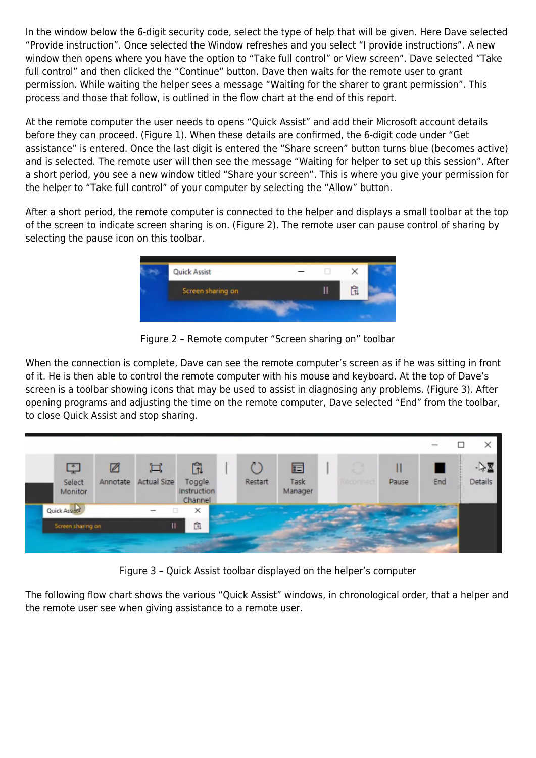In the window below the 6-digit security code, select the type of help that will be given. Here Dave selected “Provide instruction”. Once selected the Window refreshes and you select “I provide instructions”. A new window then opens where you have the option to “Take full control” or View screen”. Dave selected “Take full control” and then clicked the “Continue” button. Dave then waits for the remote user to grant permission. While waiting the helper sees a message “Waiting for the sharer to grant permission”. This process and those that follow, is outlined in the flow chart at the end of this report.

At the remote computer the user needs to opens “Quick Assist” and add their Microsoft account details before they can proceed. (Figure 1). When these details are confirmed, the 6-digit code under “Get assistance” is entered. Once the last digit is entered the “Share screen” button turns blue (becomes active) and is selected. The remote user will then see the message “Waiting for helper to set up this session”. After a short period, you see a new window titled “Share your screen”. This is where you give your permission for the helper to “Take full control” of your computer by selecting the “Allow” button.

After a short period, the remote computer is connected to the helper and displays a small toolbar at the top of the screen to indicate screen sharing is on. (Figure 2). The remote user can pause control of sharing by selecting the pause icon on this toolbar.

Figure 2 – Remote computer “Screen sharing on” toolbar

When the connection is complete, Dave can see the remote computer’s screen as if he was sitting in front of it. He is then able to control the remote computer with his mouse and keyboard. At the top of Dave’s screen is a toolbar showing icons that may be used to assist in diagnosing any problems. (Figure 3). After opening programs and adjusting the time on the remote computer, Dave selected “End” from the toolbar, to close Quick Assist and stop sharing.

Figure 3 – Quick Assist toolbar displayed on the helper’s computer

The following flow chart shows the various “Quick Assist” windows, in chronological order, that a helper and the remote user see when giving assistance to a remote user.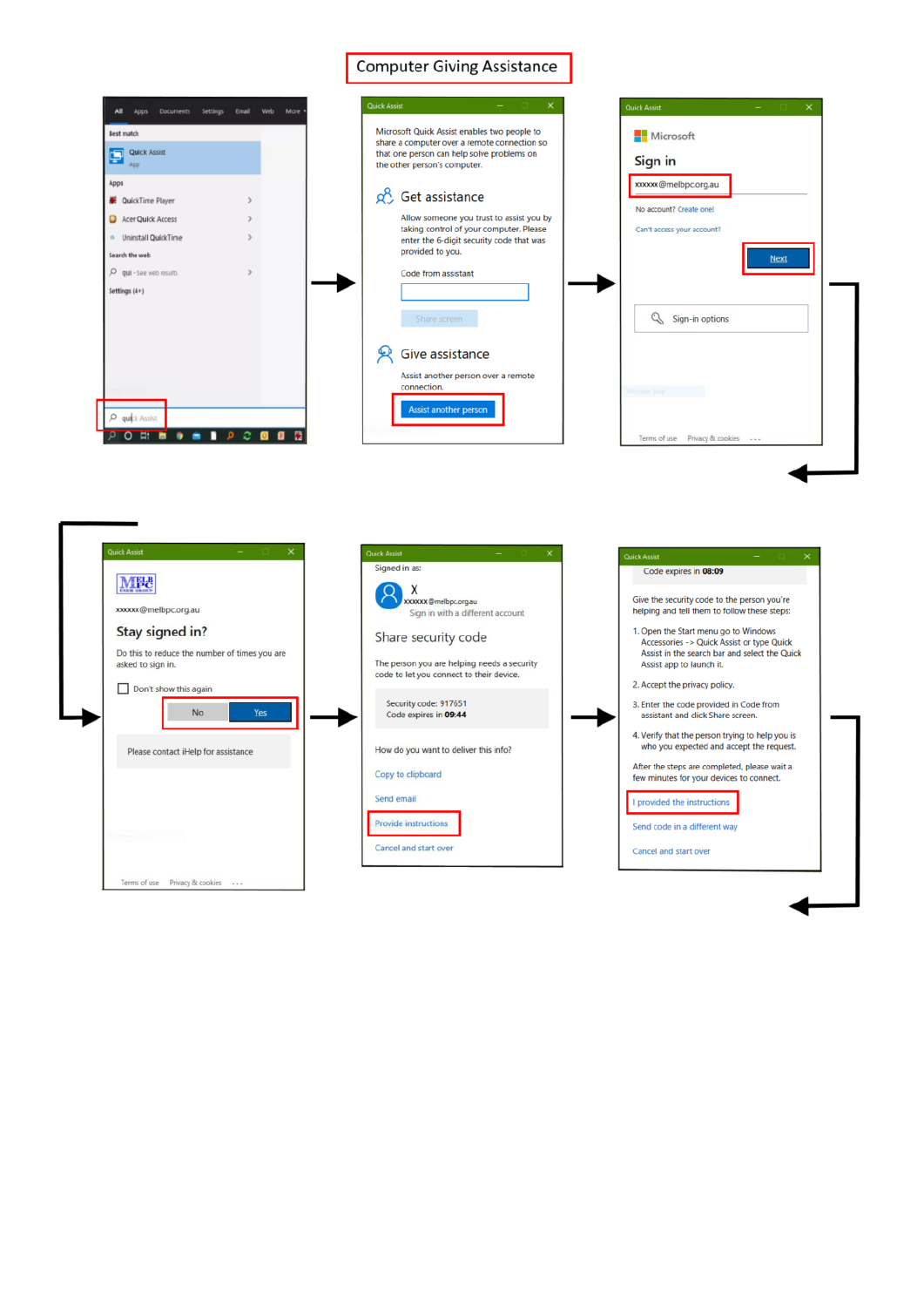# Computer Giving Assistance

Best match

Quick Assist
App

Apps

QuickTime Player

Acer Quick Access

Uninstall QuickTime

Search the web

qui - See web results

Settings (4+)

quick Assist

---

Quick Assist

Microsoft Quick Assist enables two people to share a computer over a remote connection so that one person can help solve problems on the other person's computer.

## Get assistance

Allow someone you trust to assist you by taking control of your computer. Please enter the 6-digit security code that was provided to you.

Code from assistant

Share screen

## Give assistance

Assist another person over a remote connection.

Assist another person

---

Quick Assist

Microsoft

## Sign in

xxxxxx@melbpc.org.au

No account? Create one!

Can't access your account?

Next

Sign-in options

Terms of use Privacy & cookies ...

---

Quick Assist

xxxxxx@melbpc.org.au

## Stay signed in?

Do this to reduce the number of times you are asked to sign in.

Don't show this again

No Yes

Please contact iHelp for assistance

Terms of use Privacy & cookies ...

---

Quick Assist

Signed in as:

X
xxxxxx@melbpc.org.au
Sign in with a different account

## Share security code

The person you are helping needs a security code to let you connect to their device.

Security code: 917651
Code expires in **09:44**

How do you want to deliver this info?

Copy to clipboard

Send email

Provide instructions

Cancel and start over

---

Quick Assist

Code expires in **08:09**

Give the security code to the person you're helping and tell them to follow these steps:

1. Open the Start menu go to Windows Accessories -> Quick Assist or type Quick Assist in the search bar and select the Quick Assist app to launch it.
2. Accept the privacy policy.
3. Enter the code provided in Code from assistant and click Share screen.
4. Verify that the person trying to help you is who you expected and accept the request.

After the steps are completed, please wait a few minutes for your devices to connect.

I provided the instructions

Send code in a different way

Cancel and start over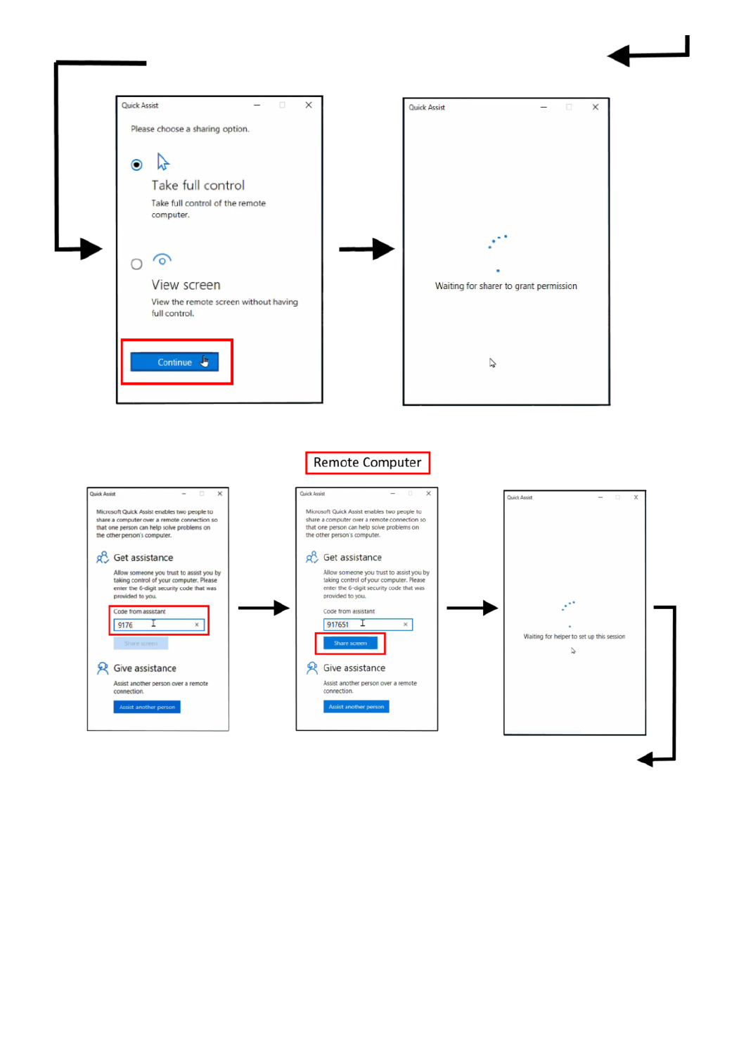Quick Assist

Please choose a sharing option.

Take full control

Take full control of the remote computer.

View screen

View the remote screen without having full control.

Continue

Quick Assist

Waiting for sharer to grant permission

Remote Computer

Quick Assist

Microsoft Quick Assist enables two people to share a computer over a remote connection so that one person can help solve problems on the other person's computer.

Get assistance

Allow someone you trust to assist you by taking control of your computer. Please enter the 6-digit security code that was provided to you.

Code from assistant

9176

Share screen

Give assistance

Assist another person over a remote connection.

Assist another person

Quick Assist

Microsoft Quick Assist enables two people to share a computer over a remote connection so that one person can help solve problems on the other person's computer.

Get assistance

Allow someone you trust to assist you by taking control of your computer. Please enter the 6-digit security code that was provided to you.

Code from assistant

917651

Share screen

Give assistance

Assist another person over a remote connection.

Assist another person

Quick Assist

Waiting for helper to set up this session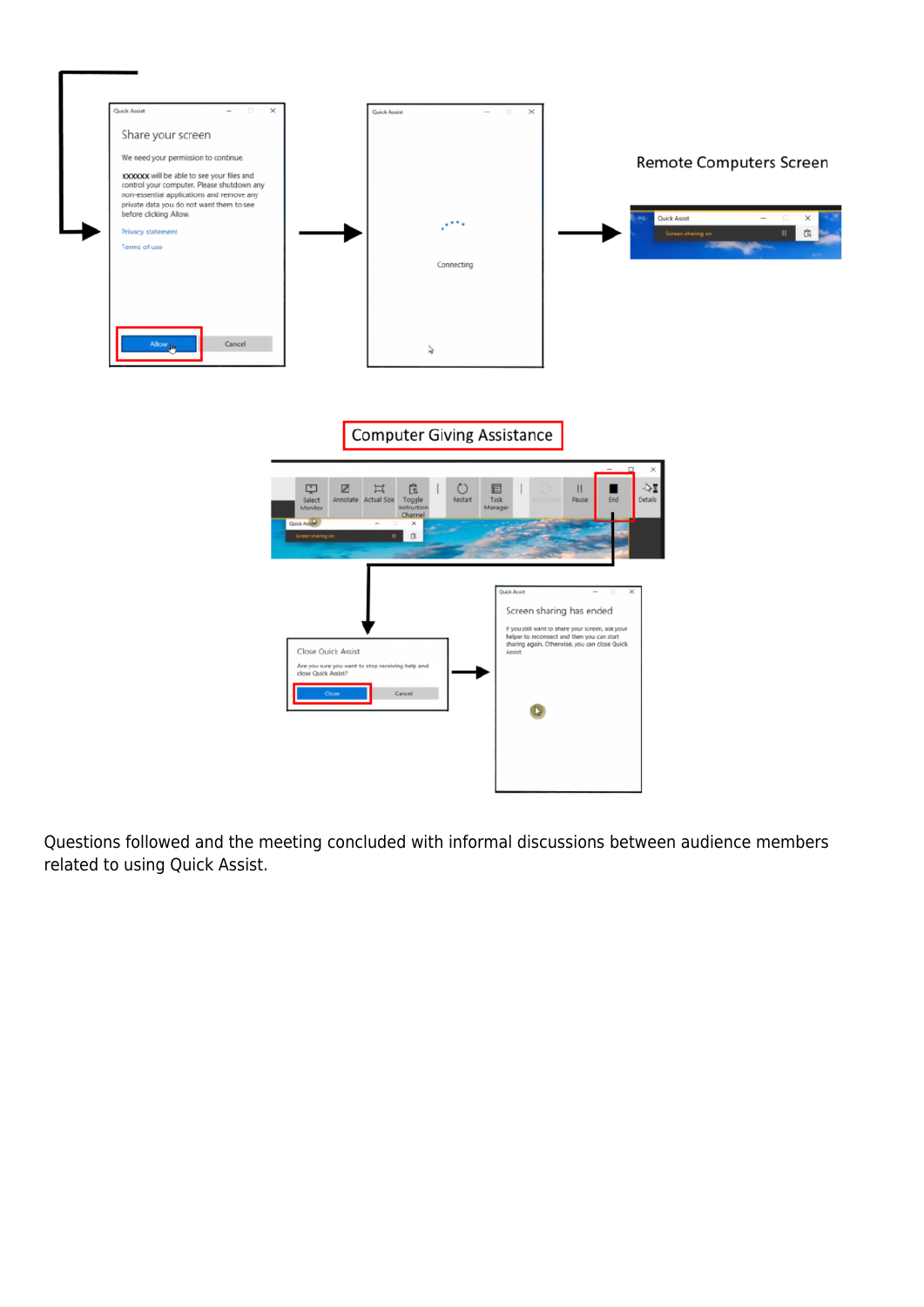Remote Computers Screen

Computer Giving Assistance

Questions followed and the meeting concluded with informal discussions between audience members related to using Quick Assist.